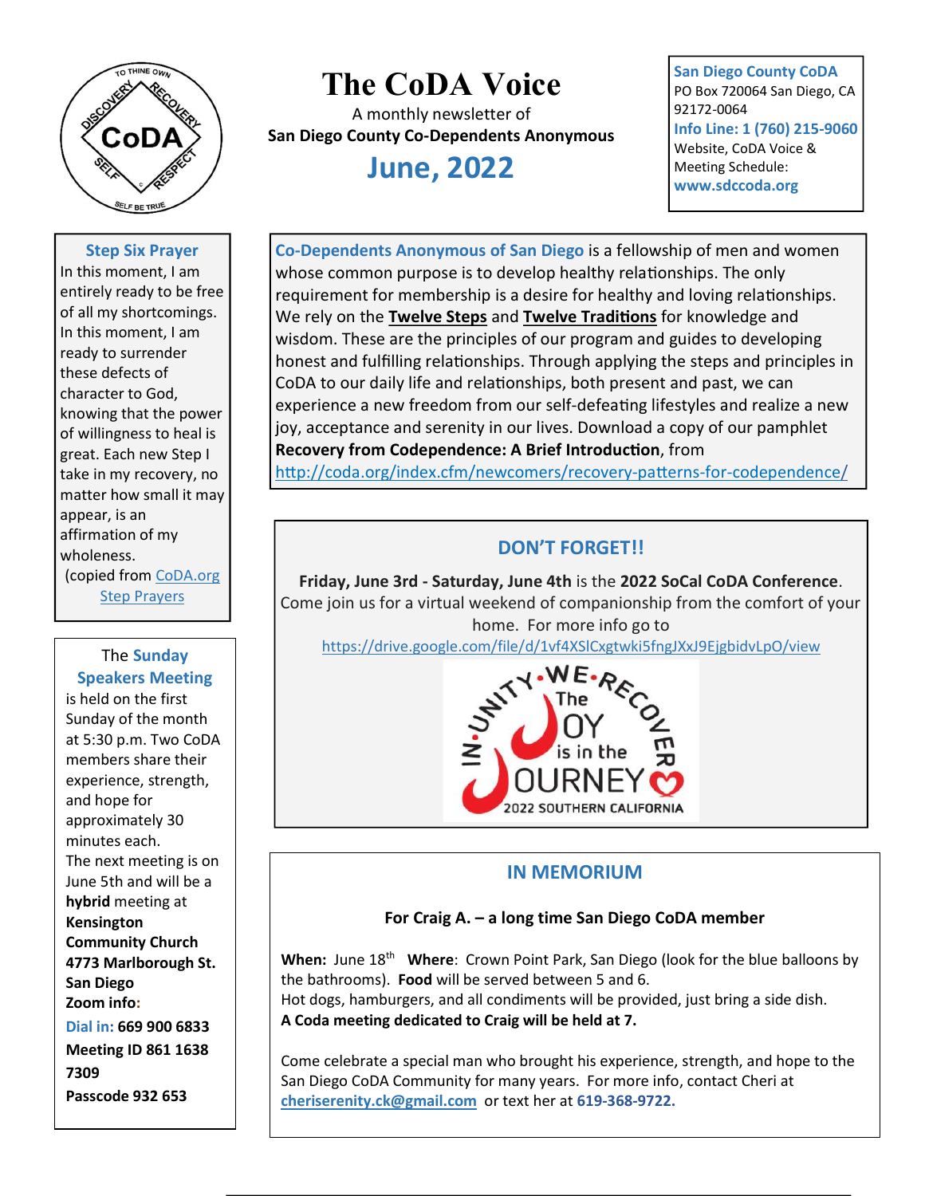# The CoDA Voice

A monthly newsletter of
**San Diego County Co-Dependents Anonymous**

## June, 2022

**San Diego County CoDA**
PO Box 720064 San Diego, CA 92172-0064
**Info Line: 1 (760) 215-9060**
Website, CoDA Voice & Meeting Schedule:
**www.sdccoda.org**

---

**Co-Dependents Anonymous of San Diego** is a fellowship of men and women whose common purpose is to develop healthy relationships. The only requirement for membership is a desire for healthy and loving relationships. We rely on the **Twelve Steps** and **Twelve Traditions** for knowledge and wisdom. These are the principles of our program and guides to developing honest and fulfilling relationships. Through applying the steps and principles in CoDA to our daily life and relationships, both present and past, we can experience a new freedom from our self-defeating lifestyles and realize a new joy, acceptance and serenity in our lives. Download a copy of our pamphlet **Recovery from Codependence: A Brief Introduction**, from http://coda.org/index.cfm/newcomers/recovery-patterns-for-codependence/

---

### DON'T FORGET!!

**Friday, June 3rd - Saturday, June 4th** is the **2022 SoCal CoDA Conference**. Come join us for a virtual weekend of companionship from the comfort of your home. For more info go to https://drive.google.com/file/d/1vf4XSlCxgtwki5fngJXxJ9EjgbidvLpO/view

IN-UNITY•WE•RECOVER — The JOY is in the JOURNEY — 2022 SOUTHERN CALIFORNIA

---

### IN MEMORIUM

**For Craig A. – a long time San Diego CoDA member**

**When:** June 18th **Where**: Crown Point Park, San Diego (look for the blue balloons by the bathrooms). **Food** will be served between 5 and 6.
Hot dogs, hamburgers, and all condiments will be provided, just bring a side dish.
**A Coda meeting dedicated to Craig will be held at 7.**

Come celebrate a special man who brought his experience, strength, and hope to the San Diego CoDA Community for many years. For more info, contact Cheri at **cheriserenity.ck@gmail.com** or text her at **619-368-9722.**

---

### Step Six Prayer

In this moment, I am entirely ready to be free of all my shortcomings. In this moment, I am ready to surrender these defects of character to God, knowing that the power of willingness to heal is great. Each new Step I take in my recovery, no matter how small it may appear, is an affirmation of my wholeness.
(copied from CoDA.org Step Prayers)

---

### The Sunday Speakers Meeting

is held on the first Sunday of the month at 5:30 p.m. Two CoDA members share their experience, strength, and hope for approximately 30 minutes each.
The next meeting is on June 5th and will be a **hybrid** meeting at **Kensington Community Church**
**4773 Marlborough St. San Diego**
**Zoom info:**
**Dial in: 669 900 6833**
**Meeting ID 861 1638 7309**
**Passcode 932 653**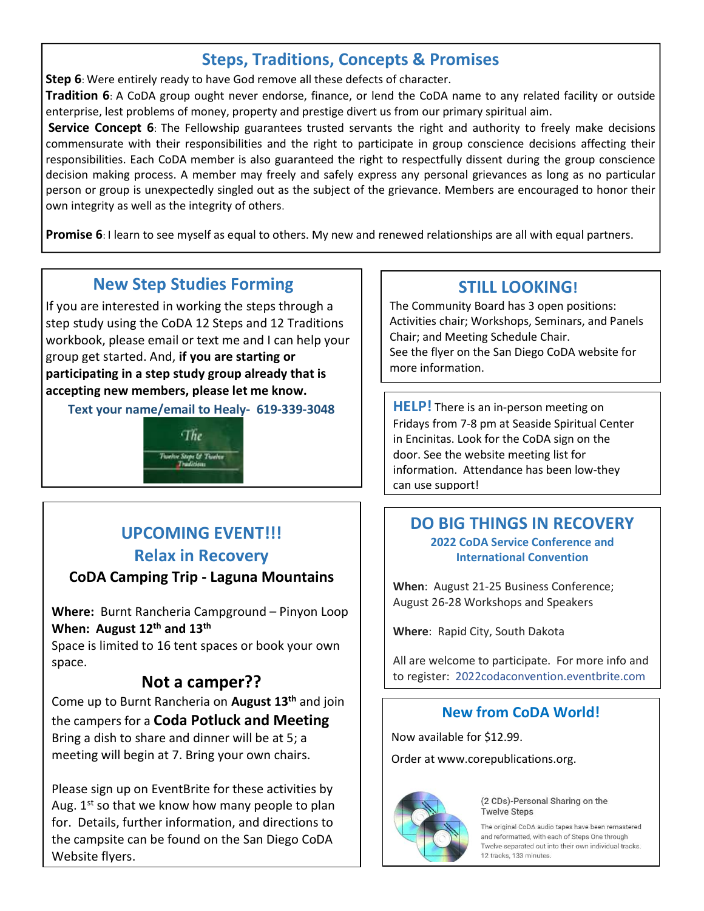## Steps, Traditions, Concepts & Promises

**Step 6**: Were entirely ready to have God remove all these defects of character.

**Tradition 6**: A CoDA group ought never endorse, finance, or lend the CoDA name to any related facility or outside enterprise, lest problems of money, property and prestige divert us from our primary spiritual aim.

**Service Concept 6**: The Fellowship guarantees trusted servants the right and authority to freely make decisions commensurate with their responsibilities and the right to participate in group conscience decisions affecting their responsibilities. Each CoDA member is also guaranteed the right to respectfully dissent during the group conscience decision making process. A member may freely and safely express any personal grievances as long as no particular person or group is unexpectedly singled out as the subject of the grievance. Members are encouraged to honor their own integrity as well as the integrity of others.

**Promise 6**: I learn to see myself as equal to others. My new and renewed relationships are all with equal partners.

## New Step Studies Forming

If you are interested in working the steps through a step study using the CoDA 12 Steps and 12 Traditions workbook, please email or text me and I can help your group get started. And, **if you are starting or participating in a step study group already that is accepting new members, please let me know.**

**Text your name/email to Healy- 619-339-3048**

## STILL LOOKING!

The Community Board has 3 open positions: Activities chair; Workshops, Seminars, and Panels Chair; and Meeting Schedule Chair.
See the flyer on the San Diego CoDA website for more information.

**HELP!** There is an in-person meeting on Fridays from 7-8 pm at Seaside Spiritual Center in Encinitas. Look for the CoDA sign on the door. See the website meeting list for information. Attendance has been low-they can use support!

## UPCOMING EVENT!!!

## Relax in Recovery

### CoDA Camping Trip - Laguna Mountains

**Where:** Burnt Rancheria Campground – Pinyon Loop
**When: August 12th and 13th**
Space is limited to 16 tent spaces or book your own space.

### Not a camper??

Come up to Burnt Rancheria on **August 13th** and join the campers for a **Coda Potluck and Meeting** Bring a dish to share and dinner will be at 5; a meeting will begin at 7. Bring your own chairs.

Please sign up on EventBrite for these activities by Aug. 1st so that we know how many people to plan for. Details, further information, and directions to the campsite can be found on the San Diego CoDA Website flyers.

## DO BIG THINGS IN RECOVERY

**2022 CoDA Service Conference and International Convention**

**When**: August 21-25 Business Conference; August 26-28 Workshops and Speakers

**Where**: Rapid City, South Dakota

All are welcome to participate. For more info and to register: 2022codaconvention.eventbrite.com

## New from CoDA World!

Now available for $12.99.

Order at www.corepublications.org.

(2 CDs)-Personal Sharing on the Twelve Steps

The original CoDA audio tapes have been remastered and reformatted, with each of Steps One through Twelve separated out into their own individual tracks. 12 tracks, 133 minutes.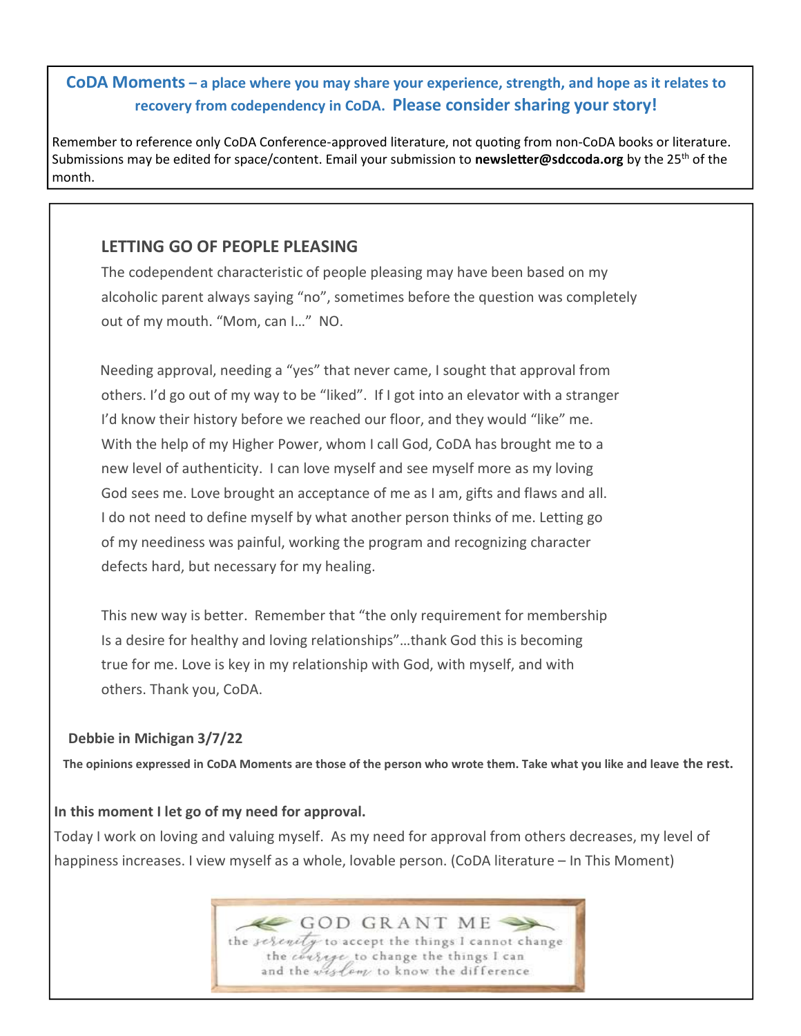**CoDA Moments – a place where you may share your experience, strength, and hope as it relates to recovery from codependency in CoDA. Please consider sharing your story!**

Remember to reference only CoDA Conference-approved literature, not quoting from non-CoDA books or literature. Submissions may be edited for space/content. Email your submission to **newsletter@sdccoda.org** by the 25th of the month.

## LETTING GO OF PEOPLE PLEASING

The codependent characteristic of people pleasing may have been based on my alcoholic parent always saying "no", sometimes before the question was completely out of my mouth. "Mom, can I…" NO.

Needing approval, needing a "yes" that never came, I sought that approval from others. I'd go out of my way to be "liked". If I got into an elevator with a stranger I'd know their history before we reached our floor, and they would "like" me. With the help of my Higher Power, whom I call God, CoDA has brought me to a new level of authenticity. I can love myself and see myself more as my loving God sees me. Love brought an acceptance of me as I am, gifts and flaws and all. I do not need to define myself by what another person thinks of me. Letting go of my neediness was painful, working the program and recognizing character defects hard, but necessary for my healing.

This new way is better. Remember that "the only requirement for membership Is a desire for healthy and loving relationships"…thank God this is becoming true for me. Love is key in my relationship with God, with myself, and with others. Thank you, CoDA.

**Debbie in Michigan 3/7/22**

**The opinions expressed in CoDA Moments are those of the person who wrote them. Take what you like and leave the rest.**

**In this moment I let go of my need for approval.**

Today I work on loving and valuing myself. As my need for approval from others decreases, my level of happiness increases. I view myself as a whole, lovable person. (CoDA literature – In This Moment)

GOD GRANT ME
the serenity to accept the things I cannot change
the courage to change the things I can
and the wisdom to know the difference